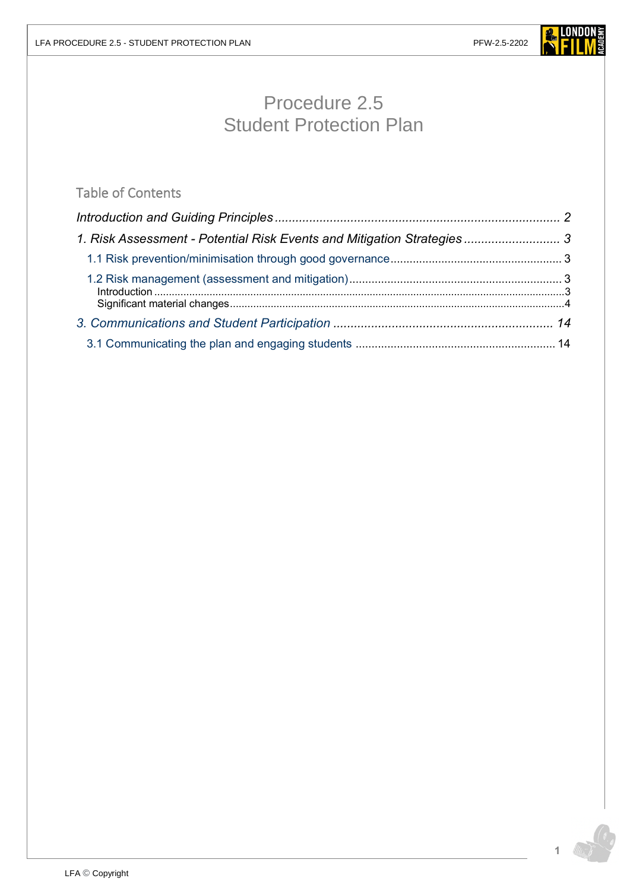# Procedure 2.5
# Student Protection Plan

## Table of Contents

*Introduction and Guiding Principles* ........ *2*

*1. Risk Assessment - Potential Risk Events and Mitigation Strategies* ........ *3*

- 1.1 Risk prevention/minimisation through good governance ........ 3
- 1.2 Risk management (assessment and mitigation) ........ 3
  - Introduction ........ 3
  - Significant material changes ........ 4

*3. Communications and Student Participation* ........ *14*

- 3.1 Communicating the plan and engaging students ........ 14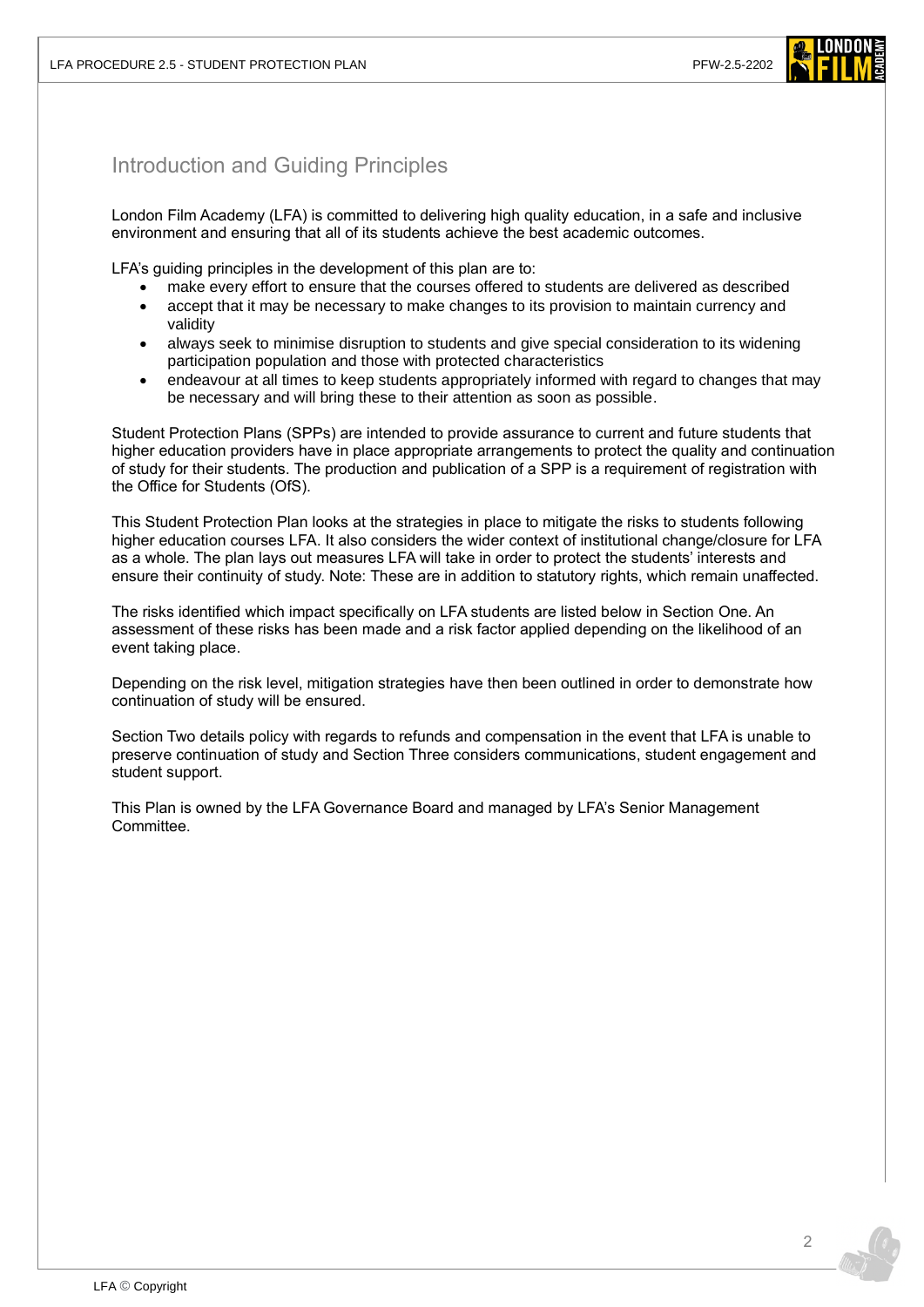## Introduction and Guiding Principles

London Film Academy (LFA) is committed to delivering high quality education, in a safe and inclusive environment and ensuring that all of its students achieve the best academic outcomes.

LFA's guiding principles in the development of this plan are to:

- make every effort to ensure that the courses offered to students are delivered as described
- accept that it may be necessary to make changes to its provision to maintain currency and validity
- always seek to minimise disruption to students and give special consideration to its widening participation population and those with protected characteristics
- endeavour at all times to keep students appropriately informed with regard to changes that may be necessary and will bring these to their attention as soon as possible.

Student Protection Plans (SPPs) are intended to provide assurance to current and future students that higher education providers have in place appropriate arrangements to protect the quality and continuation of study for their students. The production and publication of a SPP is a requirement of registration with the Office for Students (OfS).

This Student Protection Plan looks at the strategies in place to mitigate the risks to students following higher education courses LFA. It also considers the wider context of institutional change/closure for LFA as a whole. The plan lays out measures LFA will take in order to protect the students' interests and ensure their continuity of study. Note: These are in addition to statutory rights, which remain unaffected.

The risks identified which impact specifically on LFA students are listed below in Section One. An assessment of these risks has been made and a risk factor applied depending on the likelihood of an event taking place.

Depending on the risk level, mitigation strategies have then been outlined in order to demonstrate how continuation of study will be ensured.

Section Two details policy with regards to refunds and compensation in the event that LFA is unable to preserve continuation of study and Section Three considers communications, student engagement and student support.

This Plan is owned by the LFA Governance Board and managed by LFA's Senior Management Committee.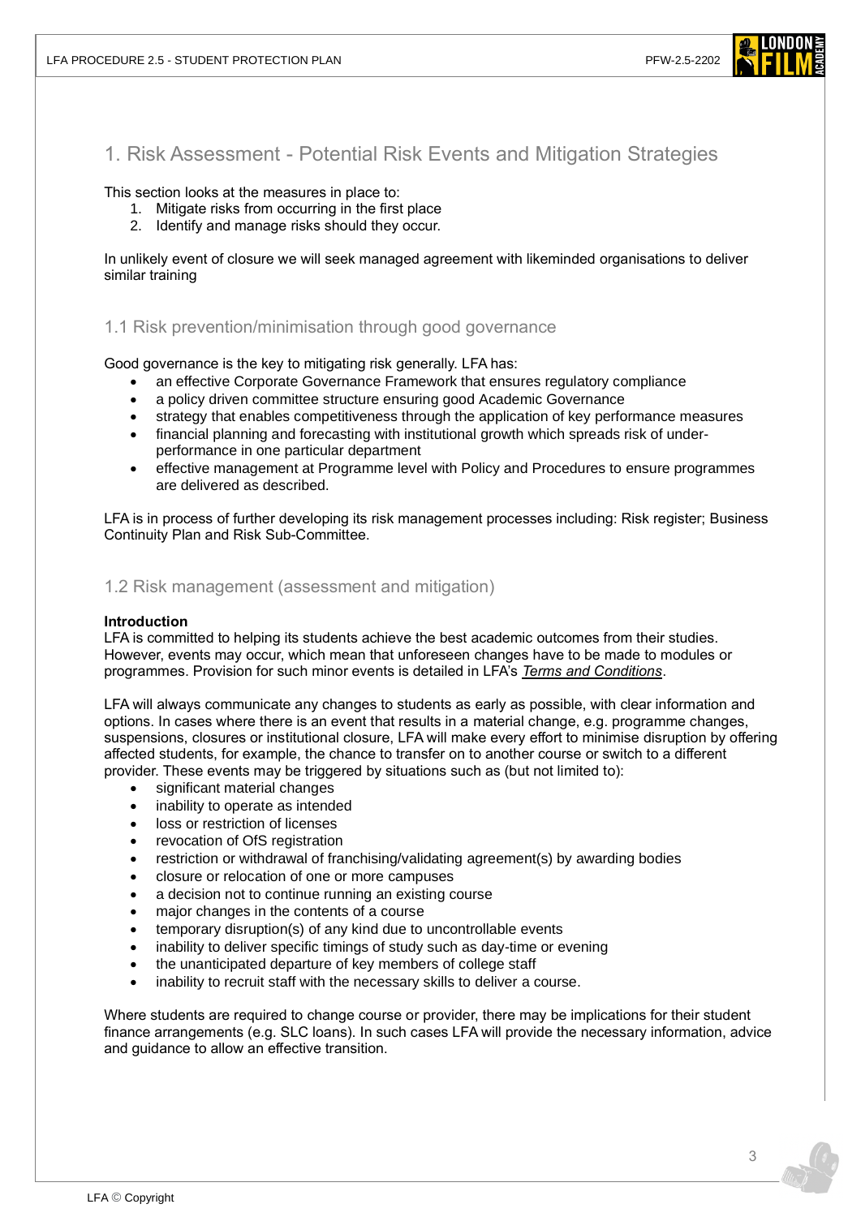# 1. Risk Assessment - Potential Risk Events and Mitigation Strategies

This section looks at the measures in place to:

1. Mitigate risks from occurring in the first place
2. Identify and manage risks should they occur.

In unlikely event of closure we will seek managed agreement with likeminded organisations to deliver similar training

## 1.1 Risk prevention/minimisation through good governance

Good governance is the key to mitigating risk generally. LFA has:

- an effective Corporate Governance Framework that ensures regulatory compliance
- a policy driven committee structure ensuring good Academic Governance
- strategy that enables competitiveness through the application of key performance measures
- financial planning and forecasting with institutional growth which spreads risk of under-performance in one particular department
- effective management at Programme level with Policy and Procedures to ensure programmes are delivered as described.

LFA is in process of further developing its risk management processes including: Risk register; Business Continuity Plan and Risk Sub-Committee.

## 1.2 Risk management (assessment and mitigation)

**Introduction**

LFA is committed to helping its students achieve the best academic outcomes from their studies. However, events may occur, which mean that unforeseen changes have to be made to modules or programmes. Provision for such minor events is detailed in LFA's *Terms and Conditions*.

LFA will always communicate any changes to students as early as possible, with clear information and options. In cases where there is an event that results in a material change, e.g. programme changes, suspensions, closures or institutional closure, LFA will make every effort to minimise disruption by offering affected students, for example, the chance to transfer on to another course or switch to a different provider. These events may be triggered by situations such as (but not limited to):

- significant material changes
- inability to operate as intended
- loss or restriction of licenses
- revocation of OfS registration
- restriction or withdrawal of franchising/validating agreement(s) by awarding bodies
- closure or relocation of one or more campuses
- a decision not to continue running an existing course
- major changes in the contents of a course
- temporary disruption(s) of any kind due to uncontrollable events
- inability to deliver specific timings of study such as day-time or evening
- the unanticipated departure of key members of college staff
- inability to recruit staff with the necessary skills to deliver a course.

Where students are required to change course or provider, there may be implications for their student finance arrangements (e.g. SLC loans). In such cases LFA will provide the necessary information, advice and guidance to allow an effective transition.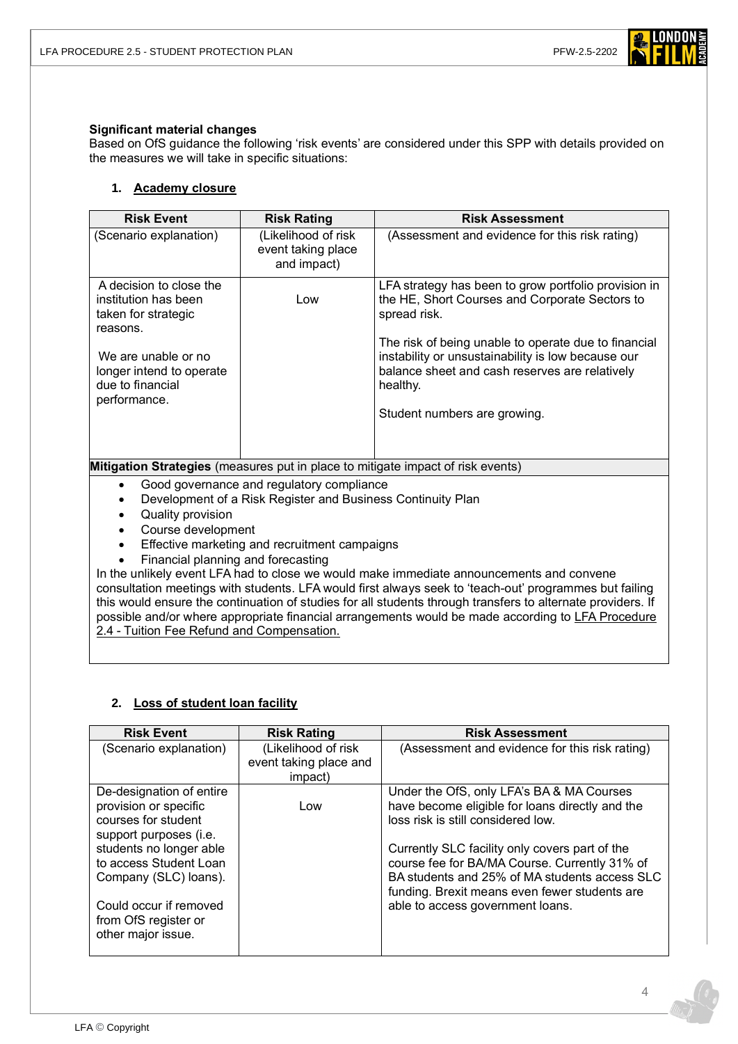**Significant material changes**

Based on OfS guidance the following 'risk events' are considered under this SPP with details provided on the measures we will take in specific situations:

1. **Academy closure**

| Risk Event | Risk Rating | Risk Assessment |
|---|---|---|
| (Scenario explanation) | (Likelihood of risk event taking place and impact) | (Assessment and evidence for this risk rating) |
| A decision to close the institution has been taken for strategic reasons.<br><br>We are unable or no longer intend to operate due to financial performance. | Low | LFA strategy has been to grow portfolio provision in the HE, Short Courses and Corporate Sectors to spread risk.<br><br>The risk of being unable to operate due to financial instability or unsustainability is low because our balance sheet and cash reserves are relatively healthy.<br><br>Student numbers are growing. |

**Mitigation Strategies** (measures put in place to mitigate impact of risk events)

- Good governance and regulatory compliance
- Development of a Risk Register and Business Continuity Plan
- Quality provision
- Course development
- Effective marketing and recruitment campaigns
- Financial planning and forecasting

In the unlikely event LFA had to close we would make immediate announcements and convene consultation meetings with students. LFA would first always seek to 'teach-out' programmes but failing this would ensure the continuation of studies for all students through transfers to alternate providers. If possible and/or where appropriate financial arrangements would be made according to LFA Procedure 2.4 - Tuition Fee Refund and Compensation.

2. **Loss of student loan facility**

| Risk Event | Risk Rating | Risk Assessment |
|---|---|---|
| (Scenario explanation) | (Likelihood of risk event taking place and impact) | (Assessment and evidence for this risk rating) |
| De-designation of entire provision or specific courses for student support purposes (i.e. students no longer able to access Student Loan Company (SLC) loans).<br><br>Could occur if removed from OfS register or other major issue. | Low | Under the OfS, only LFA's BA & MA Courses have become eligible for loans directly and the loss risk is still considered low.<br><br>Currently SLC facility only covers part of the course fee for BA/MA Course. Currently 31% of BA students and 25% of MA students access SLC funding. Brexit means even fewer students are able to access government loans. |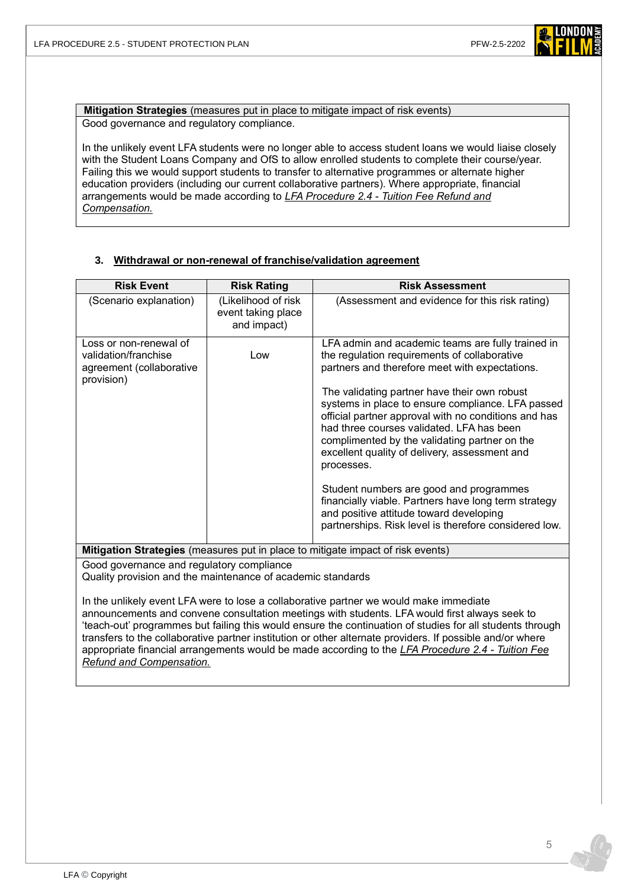**Mitigation Strategies** (measures put in place to mitigate impact of risk events)

Good governance and regulatory compliance.

In the unlikely event LFA students were no longer able to access student loans we would liaise closely with the Student Loans Company and OfS to allow enrolled students to complete their course/year. Failing this we would support students to transfer to alternative programmes or alternate higher education providers (including our current collaborative partners). Where appropriate, financial arrangements would be made according to *LFA Procedure 2.4 - Tuition Fee Refund and Compensation.*

### 3. Withdrawal or non-renewal of franchise/validation agreement

| Risk Event | Risk Rating | Risk Assessment |
|---|---|---|
| (Scenario explanation) | (Likelihood of risk event taking place and impact) | (Assessment and evidence for this risk rating) |
| Loss or non-renewal of validation/franchise agreement (collaborative provision) | Low | LFA admin and academic teams are fully trained in the regulation requirements of collaborative partners and therefore meet with expectations.<br><br>The validating partner have their own robust systems in place to ensure compliance. LFA passed official partner approval with no conditions and has had three courses validated. LFA has been complimented by the validating partner on the excellent quality of delivery, assessment and processes.<br><br>Student numbers are good and programmes financially viable. Partners have long term strategy and positive attitude toward developing partnerships. Risk level is therefore considered low. |

**Mitigation Strategies** (measures put in place to mitigate impact of risk events)

Good governance and regulatory compliance
Quality provision and the maintenance of academic standards

In the unlikely event LFA were to lose a collaborative partner we would make immediate announcements and convene consultation meetings with students. LFA would first always seek to 'teach-out' programmes but failing this would ensure the continuation of studies for all students through transfers to the collaborative partner institution or other alternate providers. If possible and/or where appropriate financial arrangements would be made according to the *LFA Procedure 2.4 - Tuition Fee Refund and Compensation.*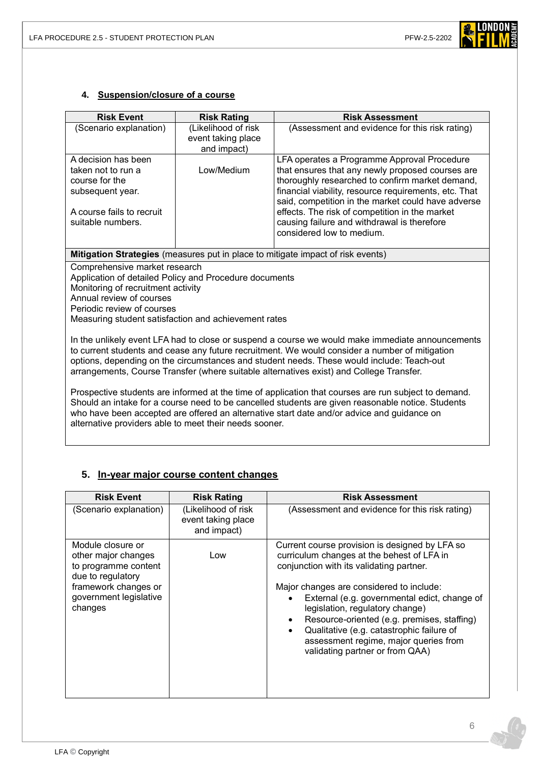### 4. Suspension/closure of a course

| Risk Event | Risk Rating | Risk Assessment |
|---|---|---|
| (Scenario explanation) | (Likelihood of risk event taking place and impact) | (Assessment and evidence for this risk rating) |
| A decision has been taken not to run a course for the subsequent year.<br><br>A course fails to recruit suitable numbers. | Low/Medium | LFA operates a Programme Approval Procedure that ensures that any newly proposed courses are thoroughly researched to confirm market demand, financial viability, resource requirements, etc. That said, competition in the market could have adverse effects. The risk of competition in the market causing failure and withdrawal is therefore considered low to medium. |

**Mitigation Strategies** (measures put in place to mitigate impact of risk events)

Comprehensive market research
Application of detailed Policy and Procedure documents
Monitoring of recruitment activity
Annual review of courses
Periodic review of courses
Measuring student satisfaction and achievement rates

In the unlikely event LFA had to close or suspend a course we would make immediate announcements to current students and cease any future recruitment. We would consider a number of mitigation options, depending on the circumstances and student needs. These would include: Teach-out arrangements, Course Transfer (where suitable alternatives exist) and College Transfer.

Prospective students are informed at the time of application that courses are run subject to demand. Should an intake for a course need to be cancelled students are given reasonable notice. Students who have been accepted are offered an alternative start date and/or advice and guidance on alternative providers able to meet their needs sooner.

### 5. In-year major course content changes

| Risk Event | Risk Rating | Risk Assessment |
|---|---|---|
| (Scenario explanation) | (Likelihood of risk event taking place and impact) | (Assessment and evidence for this risk rating) |
| Module closure or other major changes to programme content due to regulatory framework changes or government legislative changes | Low | Current course provision is designed by LFA so curriculum changes at the behest of LFA in conjunction with its validating partner.<br><br>Major changes are considered to include:<br>• External (e.g. governmental edict, change of legislation, regulatory change)<br>• Resource-oriented (e.g. premises, staffing)<br>• Qualitative (e.g. catastrophic failure of assessment regime, major queries from validating partner or from QAA) |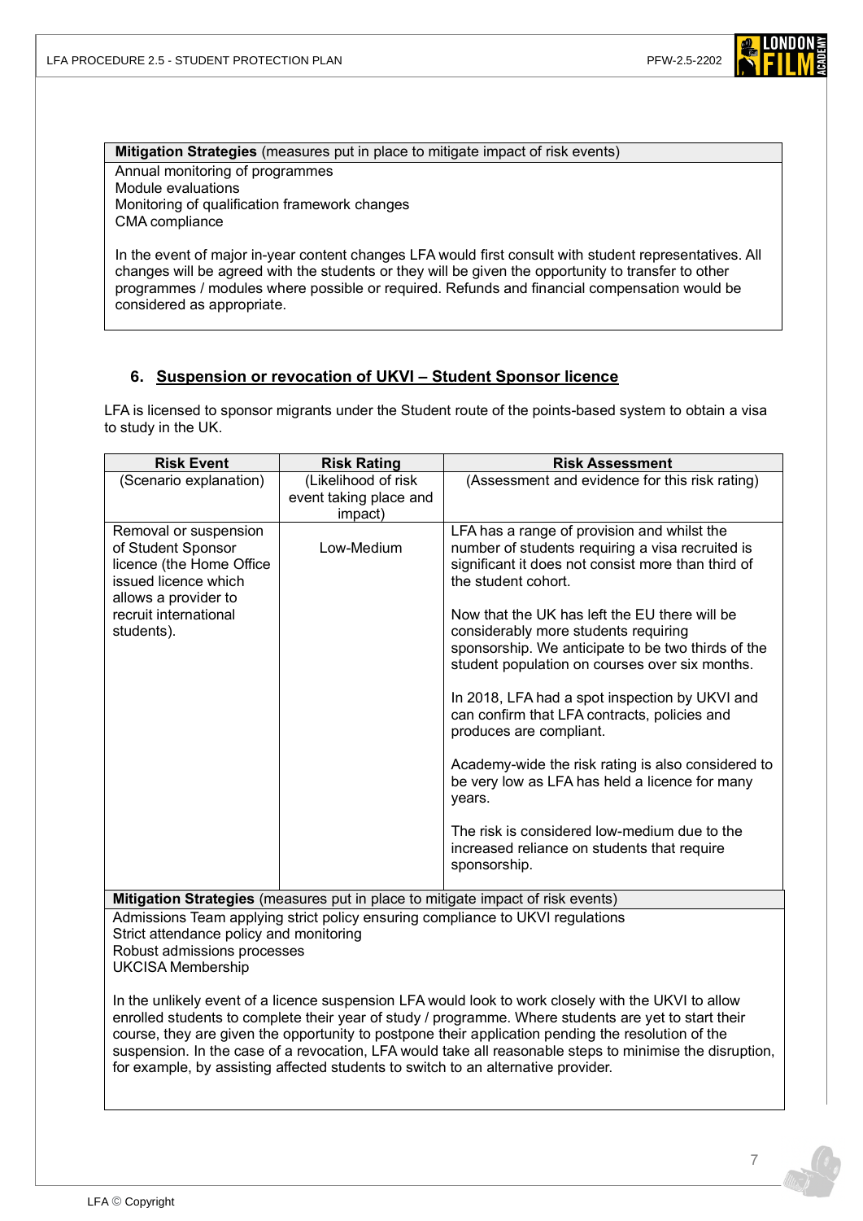**Mitigation Strategies** (measures put in place to mitigate impact of risk events)

Annual monitoring of programmes
Module evaluations
Monitoring of qualification framework changes
CMA compliance

In the event of major in-year content changes LFA would first consult with student representatives. All changes will be agreed with the students or they will be given the opportunity to transfer to other programmes / modules where possible or required. Refunds and financial compensation would be considered as appropriate.

## 6. Suspension or revocation of UKVI – Student Sponsor licence

LFA is licensed to sponsor migrants under the Student route of the points-based system to obtain a visa to study in the UK.

| Risk Event | Risk Rating | Risk Assessment |
|---|---|---|
| (Scenario explanation) | (Likelihood of risk event taking place and impact) | (Assessment and evidence for this risk rating) |
| Removal or suspension of Student Sponsor licence (the Home Office issued licence which allows a provider to recruit international students). | Low-Medium | LFA has a range of provision and whilst the number of students requiring a visa recruited is significant it does not consist more than third of the student cohort.<br><br>Now that the UK has left the EU there will be considerably more students requiring sponsorship. We anticipate to be two thirds of the student population on courses over six months.<br><br>In 2018, LFA had a spot inspection by UKVI and can confirm that LFA contracts, policies and produces are compliant.<br><br>Academy-wide the risk rating is also considered to be very low as LFA has held a licence for many years.<br><br>The risk is considered low-medium due to the increased reliance on students that require sponsorship. |

**Mitigation Strategies** (measures put in place to mitigate impact of risk events)

Admissions Team applying strict policy ensuring compliance to UKVI regulations
Strict attendance policy and monitoring
Robust admissions processes
UKCISA Membership

In the unlikely event of a licence suspension LFA would look to work closely with the UKVI to allow enrolled students to complete their year of study / programme. Where students are yet to start their course, they are given the opportunity to postpone their application pending the resolution of the suspension. In the case of a revocation, LFA would take all reasonable steps to minimise the disruption, for example, by assisting affected students to switch to an alternative provider.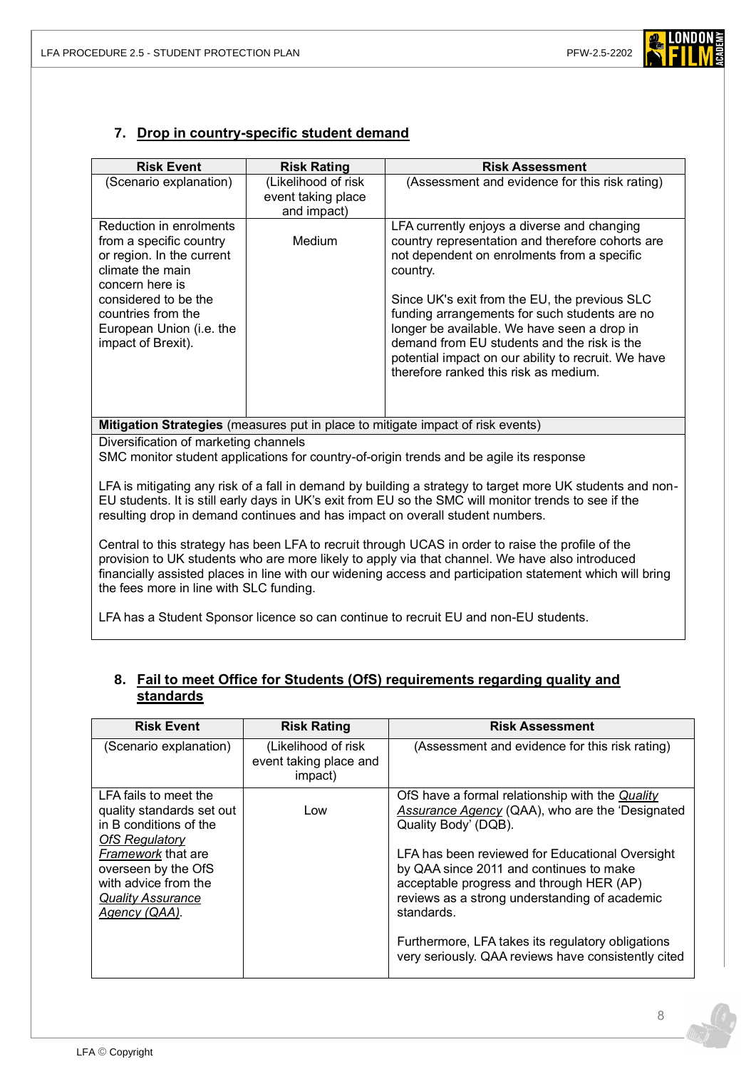## 7. Drop in country-specific student demand

| Risk Event | Risk Rating | Risk Assessment |
|---|---|---|
| (Scenario explanation) | (Likelihood of risk event taking place and impact) | (Assessment and evidence for this risk rating) |
| Reduction in enrolments from a specific country or region. In the current climate the main concern here is considered to be the countries from the European Union (i.e. the impact of Brexit). | Medium | LFA currently enjoys a diverse and changing country representation and therefore cohorts are not dependent on enrolments from a specific country.<br><br>Since UK's exit from the EU, the previous SLC funding arrangements for such students are no longer be available. We have seen a drop in demand from EU students and the risk is the potential impact on our ability to recruit. We have therefore ranked this risk as medium. |

**Mitigation Strategies** (measures put in place to mitigate impact of risk events)

Diversification of marketing channels
SMC monitor student applications for country-of-origin trends and be agile its response

LFA is mitigating any risk of a fall in demand by building a strategy to target more UK students and non-EU students. It is still early days in UK's exit from EU so the SMC will monitor trends to see if the resulting drop in demand continues and has impact on overall student numbers.

Central to this strategy has been LFA to recruit through UCAS in order to raise the profile of the provision to UK students who are more likely to apply via that channel. We have also introduced financially assisted places in line with our widening access and participation statement which will bring the fees more in line with SLC funding.

LFA has a Student Sponsor licence so can continue to recruit EU and non-EU students.

## 8. Fail to meet Office for Students (OfS) requirements regarding quality and standards

| Risk Event | Risk Rating | Risk Assessment |
|---|---|---|
| (Scenario explanation) | (Likelihood of risk event taking place and impact) | (Assessment and evidence for this risk rating) |
| LFA fails to meet the quality standards set out in B conditions of the *OfS Regulatory Framework* that are overseen by the OfS with advice from the *Quality Assurance Agency (QAA)*. | Low | OfS have a formal relationship with the *Quality Assurance Agency* (QAA), who are the 'Designated Quality Body' (DQB).<br><br>LFA has been reviewed for Educational Oversight by QAA since 2011 and continues to make acceptable progress and through HER (AP) reviews as a strong understanding of academic standards.<br><br>Furthermore, LFA takes its regulatory obligations very seriously. QAA reviews have consistently cited |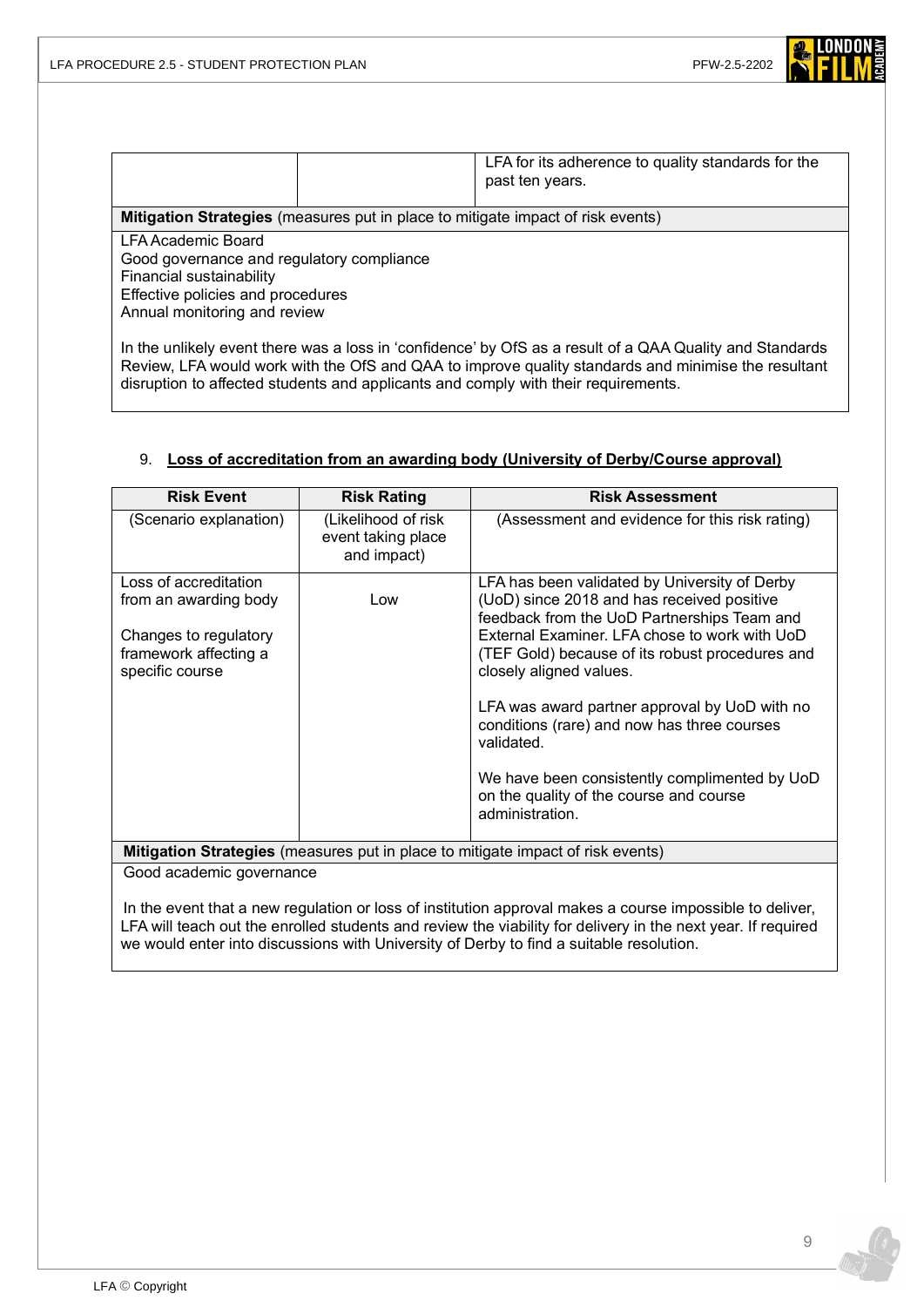| | | |
|---|---|---|
| | | LFA for its adherence to quality standards for the past ten years. |

**Mitigation Strategies** (measures put in place to mitigate impact of risk events)

LFA Academic Board
Good governance and regulatory compliance
Financial sustainability
Effective policies and procedures
Annual monitoring and review

In the unlikely event there was a loss in 'confidence' by OfS as a result of a QAA Quality and Standards Review, LFA would work with the OfS and QAA to improve quality standards and minimise the resultant disruption to affected students and applicants and comply with their requirements.

9. **Loss of accreditation from an awarding body (University of Derby/Course approval)**

| Risk Event | Risk Rating | Risk Assessment |
|---|---|---|
| (Scenario explanation) | (Likelihood of risk event taking place and impact) | (Assessment and evidence for this risk rating) |
| Loss of accreditation from an awarding body<br><br>Changes to regulatory framework affecting a specific course | Low | LFA has been validated by University of Derby (UoD) since 2018 and has received positive feedback from the UoD Partnerships Team and External Examiner. LFA chose to work with UoD (TEF Gold) because of its robust procedures and closely aligned values.<br><br>LFA was award partner approval by UoD with no conditions (rare) and now has three courses validated.<br><br>We have been consistently complimented by UoD on the quality of the course and course administration. |

**Mitigation Strategies** (measures put in place to mitigate impact of risk events)

Good academic governance

In the event that a new regulation or loss of institution approval makes a course impossible to deliver, LFA will teach out the enrolled students and review the viability for delivery in the next year. If required we would enter into discussions with University of Derby to find a suitable resolution.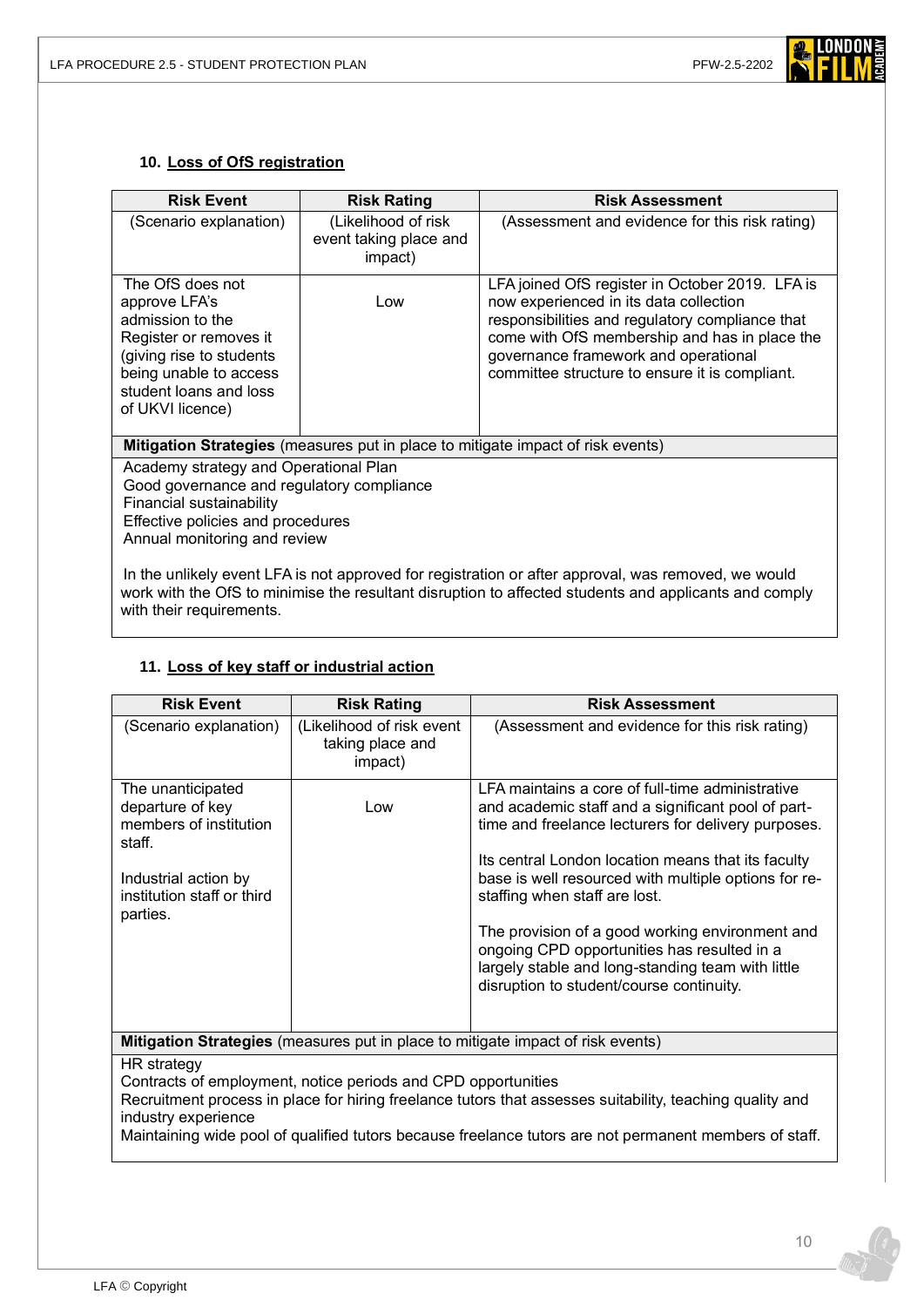## 10. Loss of OfS registration

| Risk Event | Risk Rating | Risk Assessment |
|---|---|---|
| (Scenario explanation) | (Likelihood of risk event taking place and impact) | (Assessment and evidence for this risk rating) |
| The OfS does not approve LFA's admission to the Register or removes it (giving rise to students being unable to access student loans and loss of UKVI licence) | Low | LFA joined OfS register in October 2019. LFA is now experienced in its data collection responsibilities and regulatory compliance that come with OfS membership and has in place the governance framework and operational committee structure to ensure it is compliant. |

**Mitigation Strategies** (measures put in place to mitigate impact of risk events)

Academy strategy and Operational Plan
Good governance and regulatory compliance
Financial sustainability
Effective policies and procedures
Annual monitoring and review

In the unlikely event LFA is not approved for registration or after approval, was removed, we would work with the OfS to minimise the resultant disruption to affected students and applicants and comply with their requirements.

## 11. Loss of key staff or industrial action

| Risk Event | Risk Rating | Risk Assessment |
|---|---|---|
| (Scenario explanation) | (Likelihood of risk event taking place and impact) | (Assessment and evidence for this risk rating) |
| The unanticipated departure of key members of institution staff.<br><br>Industrial action by institution staff or third parties. | Low | LFA maintains a core of full-time administrative and academic staff and a significant pool of part-time and freelance lecturers for delivery purposes.<br><br>Its central London location means that its faculty base is well resourced with multiple options for re-staffing when staff are lost.<br><br>The provision of a good working environment and ongoing CPD opportunities has resulted in a largely stable and long-standing team with little disruption to student/course continuity. |

**Mitigation Strategies** (measures put in place to mitigate impact of risk events)

HR strategy
Contracts of employment, notice periods and CPD opportunities
Recruitment process in place for hiring freelance tutors that assesses suitability, teaching quality and industry experience
Maintaining wide pool of qualified tutors because freelance tutors are not permanent members of staff.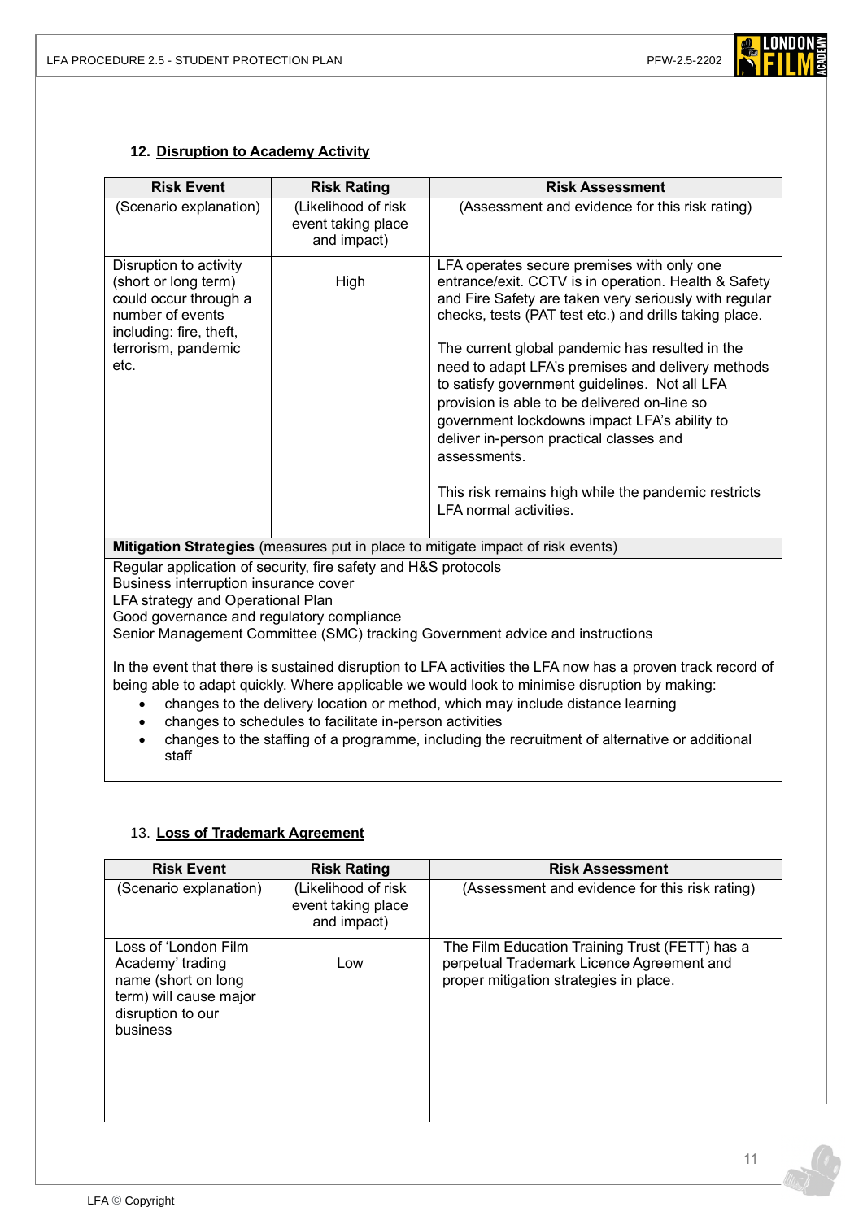### 12. Disruption to Academy Activity

| Risk Event | Risk Rating | Risk Assessment |
|---|---|---|
| (Scenario explanation) | (Likelihood of risk event taking place and impact) | (Assessment and evidence for this risk rating) |
| Disruption to activity (short or long term) could occur through a number of events including: fire, theft, terrorism, pandemic etc. | High | LFA operates secure premises with only one entrance/exit. CCTV is in operation. Health & Safety and Fire Safety are taken very seriously with regular checks, tests (PAT test etc.) and drills taking place.<br><br>The current global pandemic has resulted in the need to adapt LFA's premises and delivery methods to satisfy government guidelines. Not all LFA provision is able to be delivered on-line so government lockdowns impact LFA's ability to deliver in-person practical classes and assessments.<br><br>This risk remains high while the pandemic restricts LFA normal activities. |

**Mitigation Strategies** (measures put in place to mitigate impact of risk events)

Regular application of security, fire safety and H&S protocols
Business interruption insurance cover
LFA strategy and Operational Plan
Good governance and regulatory compliance
Senior Management Committee (SMC) tracking Government advice and instructions

In the event that there is sustained disruption to LFA activities the LFA now has a proven track record of being able to adapt quickly. Where applicable we would look to minimise disruption by making:

- changes to the delivery location or method, which may include distance learning
- changes to schedules to facilitate in-person activities
- changes to the staffing of a programme, including the recruitment of alternative or additional staff

### 13. Loss of Trademark Agreement

| Risk Event | Risk Rating | Risk Assessment |
|---|---|---|
| (Scenario explanation) | (Likelihood of risk event taking place and impact) | (Assessment and evidence for this risk rating) |
| Loss of 'London Film Academy' trading name (short on long term) will cause major disruption to our business | Low | The Film Education Training Trust (FETT) has a perpetual Trademark Licence Agreement and proper mitigation strategies in place. |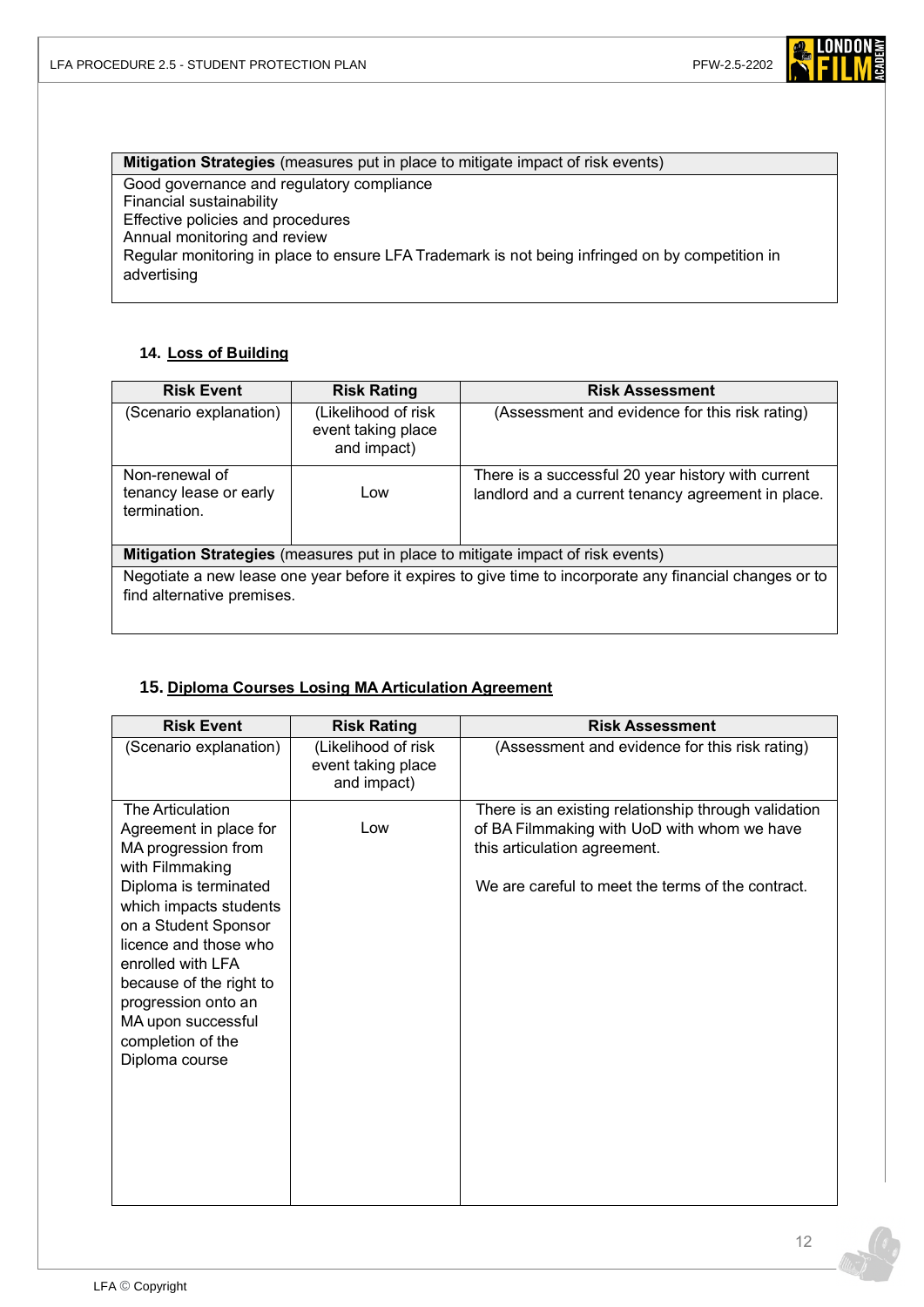| Mitigation Strategies (measures put in place to mitigate impact of risk events) |
|---|
| Good governance and regulatory compliance<br>Financial sustainability<br>Effective policies and procedures<br>Annual monitoring and review<br>Regular monitoring in place to ensure LFA Trademark is not being infringed on by competition in advertising |

### 14. Loss of Building

| Risk Event | Risk Rating | Risk Assessment |
|---|---|---|
| (Scenario explanation) | (Likelihood of risk event taking place and impact) | (Assessment and evidence for this risk rating) |
| Non-renewal of tenancy lease or early termination. | Low | There is a successful 20 year history with current landlord and a current tenancy agreement in place. |
| **Mitigation Strategies** (measures put in place to mitigate impact of risk events) | | |
| Negotiate a new lease one year before it expires to give time to incorporate any financial changes or to find alternative premises. | | |

### 15. Diploma Courses Losing MA Articulation Agreement

| Risk Event | Risk Rating | Risk Assessment |
|---|---|---|
| (Scenario explanation) | (Likelihood of risk event taking place and impact) | (Assessment and evidence for this risk rating) |
| The Articulation Agreement in place for MA progression from with Filmmaking Diploma is terminated which impacts students on a Student Sponsor licence and those who enrolled with LFA because of the right to progression onto an MA upon successful completion of the Diploma course | Low | There is an existing relationship through validation of BA Filmmaking with UoD with whom we have this articulation agreement.<br><br>We are careful to meet the terms of the contract. |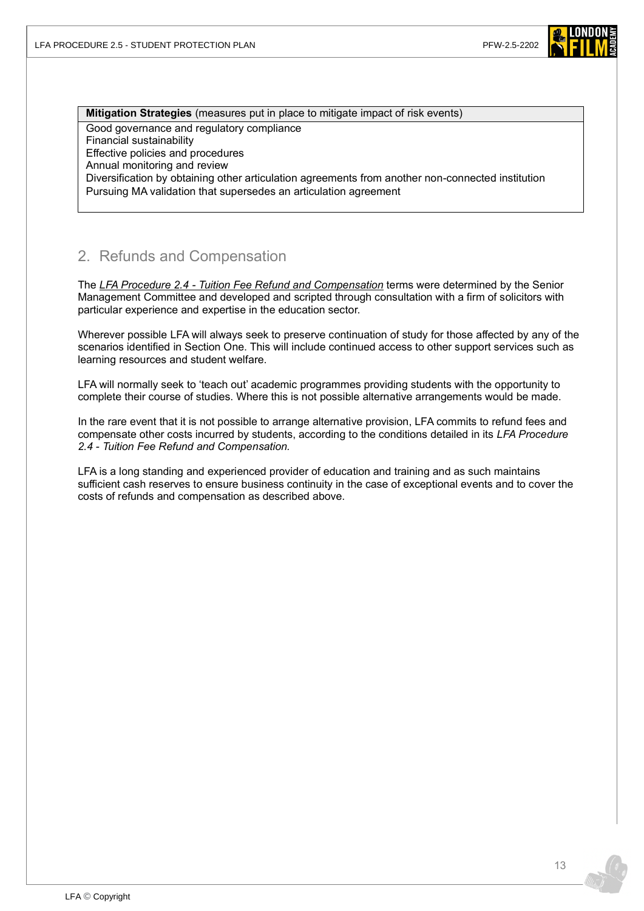| **Mitigation Strategies** (measures put in place to mitigate impact of risk events) |
|---|
| Good governance and regulatory compliance<br>Financial sustainability<br>Effective policies and procedures<br>Annual monitoring and review<br>Diversification by obtaining other articulation agreements from another non-connected institution<br>Pursuing MA validation that supersedes an articulation agreement |

## 2. Refunds and Compensation

The *LFA Procedure 2.4 - Tuition Fee Refund and Compensation* terms were determined by the Senior Management Committee and developed and scripted through consultation with a firm of solicitors with particular experience and expertise in the education sector.

Wherever possible LFA will always seek to preserve continuation of study for those affected by any of the scenarios identified in Section One. This will include continued access to other support services such as learning resources and student welfare.

LFA will normally seek to 'teach out' academic programmes providing students with the opportunity to complete their course of studies. Where this is not possible alternative arrangements would be made.

In the rare event that it is not possible to arrange alternative provision, LFA commits to refund fees and compensate other costs incurred by students, according to the conditions detailed in its *LFA Procedure 2.4 - Tuition Fee Refund and Compensation.*

LFA is a long standing and experienced provider of education and training and as such maintains sufficient cash reserves to ensure business continuity in the case of exceptional events and to cover the costs of refunds and compensation as described above.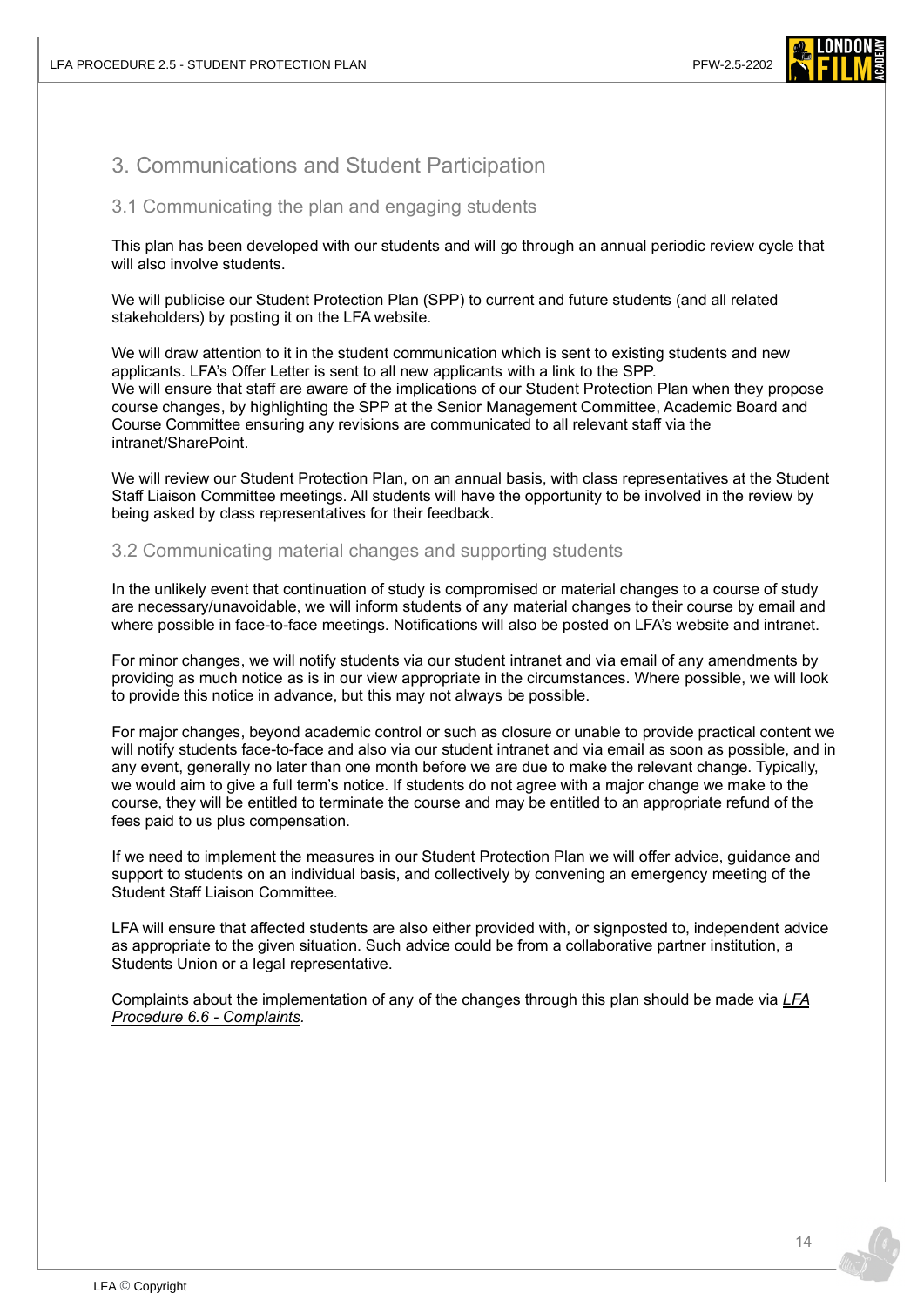# 3. Communications and Student Participation

## 3.1 Communicating the plan and engaging students

This plan has been developed with our students and will go through an annual periodic review cycle that will also involve students.

We will publicise our Student Protection Plan (SPP) to current and future students (and all related stakeholders) by posting it on the LFA website.

We will draw attention to it in the student communication which is sent to existing students and new applicants. LFA's Offer Letter is sent to all new applicants with a link to the SPP.
We will ensure that staff are aware of the implications of our Student Protection Plan when they propose course changes, by highlighting the SPP at the Senior Management Committee, Academic Board and Course Committee ensuring any revisions are communicated to all relevant staff via the intranet/SharePoint.

We will review our Student Protection Plan, on an annual basis, with class representatives at the Student Staff Liaison Committee meetings. All students will have the opportunity to be involved in the review by being asked by class representatives for their feedback.

## 3.2 Communicating material changes and supporting students

In the unlikely event that continuation of study is compromised or material changes to a course of study are necessary/unavoidable, we will inform students of any material changes to their course by email and where possible in face-to-face meetings. Notifications will also be posted on LFA's website and intranet.

For minor changes, we will notify students via our student intranet and via email of any amendments by providing as much notice as is in our view appropriate in the circumstances. Where possible, we will look to provide this notice in advance, but this may not always be possible.

For major changes, beyond academic control or such as closure or unable to provide practical content we will notify students face-to-face and also via our student intranet and via email as soon as possible, and in any event, generally no later than one month before we are due to make the relevant change. Typically, we would aim to give a full term's notice. If students do not agree with a major change we make to the course, they will be entitled to terminate the course and may be entitled to an appropriate refund of the fees paid to us plus compensation.

If we need to implement the measures in our Student Protection Plan we will offer advice, guidance and support to students on an individual basis, and collectively by convening an emergency meeting of the Student Staff Liaison Committee.

LFA will ensure that affected students are also either provided with, or signposted to, independent advice as appropriate to the given situation. Such advice could be from a collaborative partner institution, a Students Union or a legal representative.

Complaints about the implementation of any of the changes through this plan should be made via *LFA Procedure 6.6 - Complaints*.